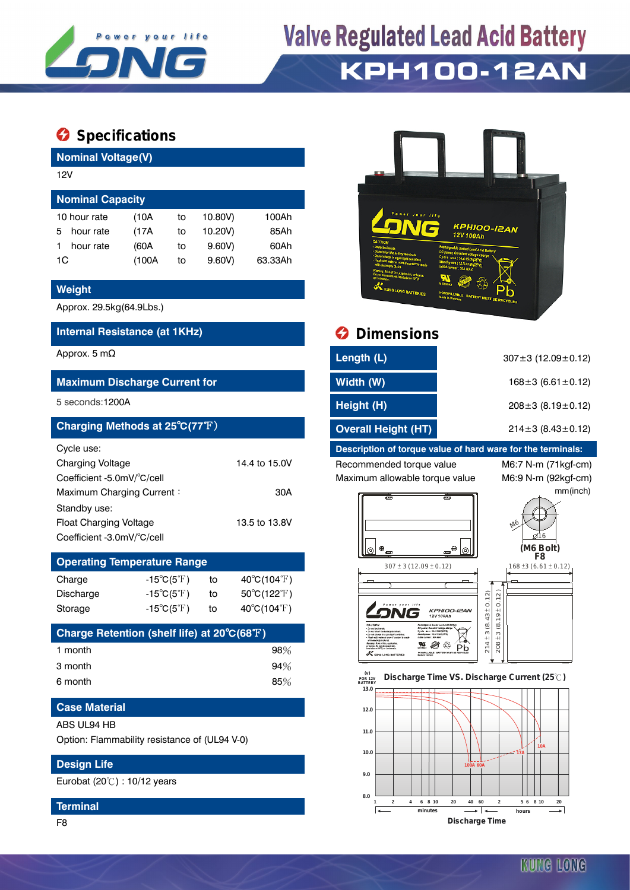# Valve Regulated Lead Acid Battery

## KPH100-12AN

## Specifications

### Nominal Voltage(V)

12V

### Nominal Capacity

| | | | | |
|---|---|---|---|---|
| 10 hour rate | (10A | to | 10.80V) | 100Ah |
| 5 hour rate | (17A | to | 10.20V) | 85Ah |
| 1 hour rate | (60A | to | 9.60V) | 60Ah |
| 1C | (100A | to | 9.60V) | 63.33Ah |

### Weight

Approx. 29.5kg(64.9Lbs.)

### Internal Resistance (at 1KHz)

Approx. 5 mΩ

### Maximum Discharge Current for

5 seconds:1200A

### Charging Methods at 25℃(77℉)

Cycle use:

| | |
|---|---|
| Charging Voltage | 14.4 to 15.0V |
| Coefficient -5.0mV/℃/cell | |
| Maximum Charging Current： | 30A |

Standby use:

| | |
|---|---|
| Float Charging Voltage | 13.5 to 13.8V |
| Coefficient -3.0mV/℃/cell | |

### Operating Temperature Range

| | | | |
|---|---|---|---|
| Charge | -15℃(5℉) | to | 40℃(104℉) |
| Discharge | -15℃(5℉) | to | 50℃(122℉) |
| Storage | -15℃(5℉) | to | 40℃(104℉) |

### Charge Retention (shelf life) at 20℃(68℉)

| | |
|---|---|
| 1 month | 98% |
| 3 month | 94% |
| 6 month | 85% |

### Case Material

ABS UL94 HB

Option: Flammability resistance of (UL94 V-0)

### Design Life

Eurobat (20℃) : 10/12 years

### Terminal

F8

## Dimensions

| | |
|---|---|
| Length (L) | 307±3 (12.09±0.12) |
| Width (W) | 168±3 (6.61±0.12) |
| Height (H) | 208±3 (8.19±0.12) |
| Overall Height (HT) | 214±3 (8.43±0.12) |

### Description of torque value of hard ware for the terminals:

| | |
|---|---|
| Recommended torque value | M6:7 N-m (71kgf-cm) |
| Maximum allowable torque value | M6:9 N-m (92kgf-cm) |

mm(inch)

(M6 Bolt) F8

307±3(12.09±0.12) 168±3(6.61±0.12) 214±3(8.43±0.12) 208±3(8.19±0.12)

Discharge Time VS. Discharge Current (25℃)

Discharge Time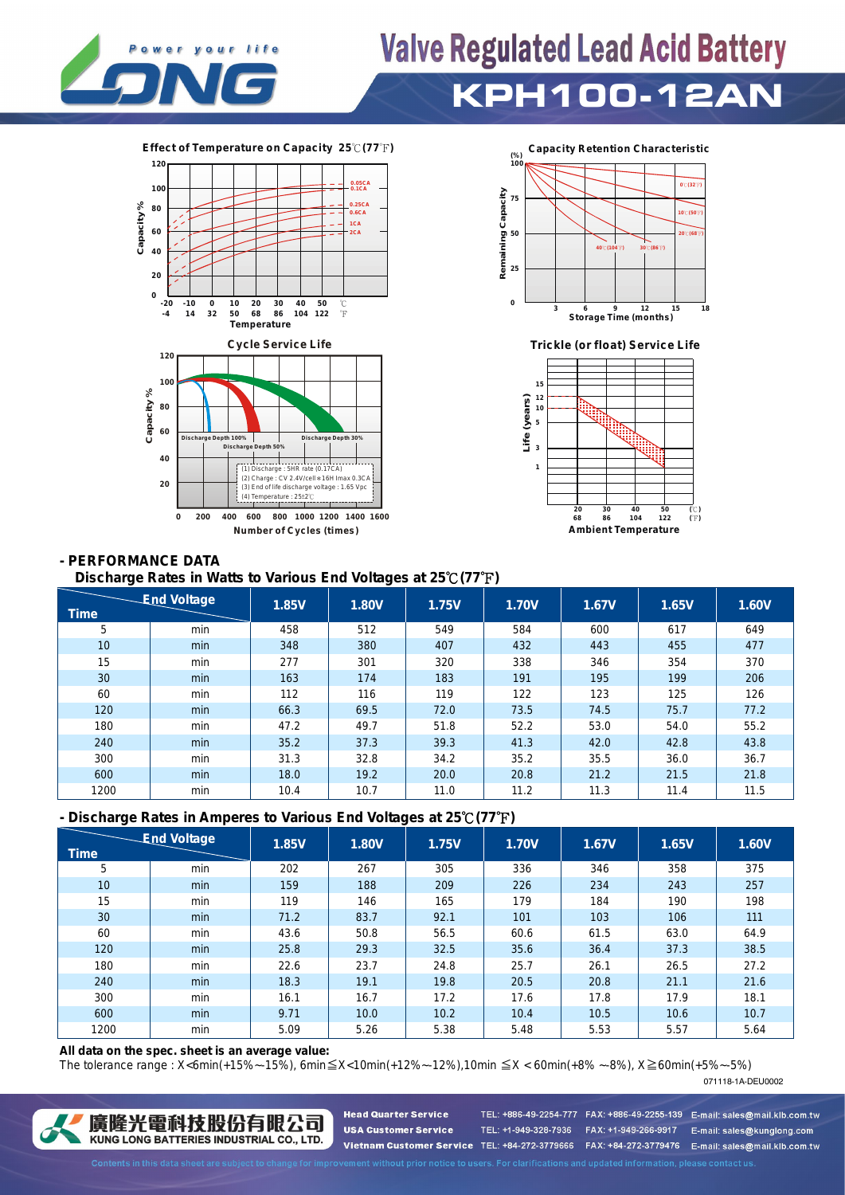# Valve Regulated Lead Acid Battery

## KPH100-12AN

Power your life

LONG

**Effect of Temperature on Capacity 25℃(77℉)**

120
100
80
60
40
20
0

Capacity %

0.05CA
0.1CA
0.25CA
0.6CA
1CA
2CA

-20 -10 0 10 20 30 40 50 ℃
-4 14 32 50 68 86 104 122 ℉

Temperature

**Capacity Retention Characteristic**

(%)
100
75
50
25
0

Remaining Capacity

0℃(32℉)
10℃(50℉)
20℃(68℉)
40℃(104℉)
30℃(86℉)

3 6 9 12 15 18

Storage Time (months)

**Cycle Service Life**

120
100
80
60
40
20

Capacity %

Discharge Depth 100%
Discharge Depth 50%
Discharge Depth 30%

(1) Discharge : 5HR rate (0.17CA)
(2) Charge : CV 2.4V/cell×16H Imax 0.3CA
(3) End of life discharge voltage : 1.65 Vpc
(4) Temperature : 25±2℃

0 200 400 600 800 1000 1200 1400 1600

Number of Cycles (times)

**Trickle (or float) Service Life**

15
12
10
5
3
1

Life (years)

20 30 40 50 (℃)
68 86 104 122 (℉)

Ambient Temperature

## - PERFORMANCE DATA

**Discharge Rates in Watts to Various End Voltages at 25℃(77℉)**

| Time | | 1.85V | 1.80V | 1.75V | 1.70V | 1.67V | 1.65V | 1.60V |
|---|---|---|---|---|---|---|---|---|
| 5 | min | 458 | 512 | 549 | 584 | 600 | 617 | 649 |
| 10 | min | 348 | 380 | 407 | 432 | 443 | 455 | 477 |
| 15 | min | 277 | 301 | 320 | 338 | 346 | 354 | 370 |
| 30 | min | 163 | 174 | 183 | 191 | 195 | 199 | 206 |
| 60 | min | 112 | 116 | 119 | 122 | 123 | 125 | 126 |
| 120 | min | 66.3 | 69.5 | 72.0 | 73.5 | 74.5 | 75.7 | 77.2 |
| 180 | min | 47.2 | 49.7 | 51.8 | 52.2 | 53.0 | 54.0 | 55.2 |
| 240 | min | 35.2 | 37.3 | 39.3 | 41.3 | 42.0 | 42.8 | 43.8 |
| 300 | min | 31.3 | 32.8 | 34.2 | 35.2 | 35.5 | 36.0 | 36.7 |
| 600 | min | 18.0 | 19.2 | 20.0 | 20.8 | 21.2 | 21.5 | 21.8 |
| 1200 | min | 10.4 | 10.7 | 11.0 | 11.2 | 11.3 | 11.4 | 11.5 |

**- Discharge Rates in Amperes to Various End Voltages at 25℃(77℉)**

| Time | | 1.85V | 1.80V | 1.75V | 1.70V | 1.67V | 1.65V | 1.60V |
|---|---|---|---|---|---|---|---|---|
| 5 | min | 202 | 267 | 305 | 336 | 346 | 358 | 375 |
| 10 | min | 159 | 188 | 209 | 226 | 234 | 243 | 257 |
| 15 | min | 119 | 146 | 165 | 179 | 184 | 190 | 198 |
| 30 | min | 71.2 | 83.7 | 92.1 | 101 | 103 | 106 | 111 |
| 60 | min | 43.6 | 50.8 | 56.5 | 60.6 | 61.5 | 63.0 | 64.9 |
| 120 | min | 25.8 | 29.3 | 32.5 | 35.6 | 36.4 | 37.3 | 38.5 |
| 180 | min | 22.6 | 23.7 | 24.8 | 25.7 | 26.1 | 26.5 | 27.2 |
| 240 | min | 18.3 | 19.1 | 19.8 | 20.5 | 20.8 | 21.1 | 21.6 |
| 300 | min | 16.1 | 16.7 | 17.2 | 17.6 | 17.8 | 17.9 | 18.1 |
| 600 | min | 9.71 | 10.0 | 10.2 | 10.4 | 10.5 | 10.6 | 10.7 |
| 1200 | min | 5.09 | 5.26 | 5.38 | 5.48 | 5.53 | 5.57 | 5.64 |

**All data on the spec. sheet is an average value:**

The tolerance range : X<6min(+15%~15%), 6min≦X<10min(+12%~12%),10min ≦X < 60min(+8% ~8%), X≧60min(+5%~5%)

071118-1A-DEU0002

廣隆光電科技股份有限公司
KUNG LONG BATTERIES INDUSTRIAL CO., LTD.

| | | | |
|---|---|---|---|
| Head Quarter Service | TEL: +886-49-2254-777 | FAX: +886-49-2255-139 | E-mail: sales@mail.klb.com.tw |
| USA Customer Service | TEL: +1-949-328-7936 | FAX: +1-949-266-9917 | E-mail: sales@kunglong.com |
| Vietnam Customer Service | TEL: +84-272-3779666 | FAX: +84-272-3779476 | E-mail: sales@mail.klb.com.tw |

Contents in this data sheet are subject to change for improvement without prior notice to users. For clarifications and updated information, please contact us.